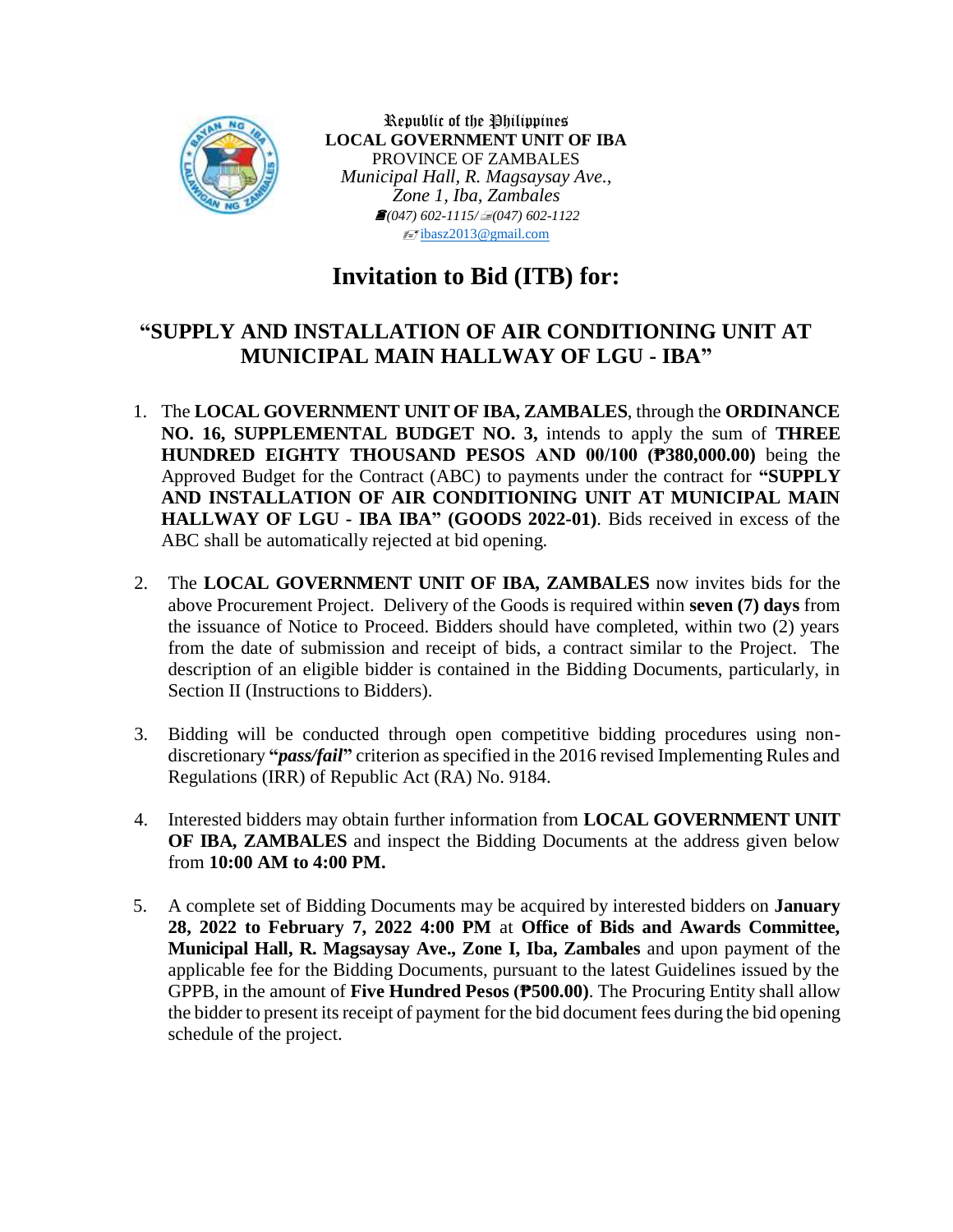Republic of the Philippines
**LOCAL GOVERNMENT UNIT OF IBA**
PROVINCE OF ZAMBALES
*Municipal Hall, R. Magsaysay Ave.,*
*Zone 1, Iba, Zambales*
*(047) 602-1115/ (047) 602-1122*
ibasz2013@gmail.com

# Invitation to Bid (ITB) for:

## "SUPPLY AND INSTALLATION OF AIR CONDITIONING UNIT AT MUNICIPAL MAIN HALLWAY OF LGU - IBA"

1. The **LOCAL GOVERNMENT UNIT OF IBA, ZAMBALES**, through the **ORDINANCE NO. 16, SUPPLEMENTAL BUDGET NO. 3,** intends to apply the sum of **THREE HUNDRED EIGHTY THOUSAND PESOS AND 00/100 (₱380,000.00)** being the Approved Budget for the Contract (ABC) to payments under the contract for **"SUPPLY AND INSTALLATION OF AIR CONDITIONING UNIT AT MUNICIPAL MAIN HALLWAY OF LGU - IBA IBA" (GOODS 2022-01)**. Bids received in excess of the ABC shall be automatically rejected at bid opening.

2. The **LOCAL GOVERNMENT UNIT OF IBA, ZAMBALES** now invites bids for the above Procurement Project. Delivery of the Goods is required within **seven (7) days** from the issuance of Notice to Proceed. Bidders should have completed, within two (2) years from the date of submission and receipt of bids, a contract similar to the Project. The description of an eligible bidder is contained in the Bidding Documents, particularly, in Section II (Instructions to Bidders).

3. Bidding will be conducted through open competitive bidding procedures using non-discretionary **"*pass/fail*"** criterion as specified in the 2016 revised Implementing Rules and Regulations (IRR) of Republic Act (RA) No. 9184.

4. Interested bidders may obtain further information from **LOCAL GOVERNMENT UNIT OF IBA, ZAMBALES** and inspect the Bidding Documents at the address given below from **10:00 AM to 4:00 PM.**

5. A complete set of Bidding Documents may be acquired by interested bidders on **January 28, 2022 to February 7, 2022 4:00 PM** at **Office of Bids and Awards Committee, Municipal Hall, R. Magsaysay Ave., Zone I, Iba, Zambales** and upon payment of the applicable fee for the Bidding Documents, pursuant to the latest Guidelines issued by the GPPB, in the amount of **Five Hundred Pesos (₱500.00)**. The Procuring Entity shall allow the bidder to present its receipt of payment for the bid document fees during the bid opening schedule of the project.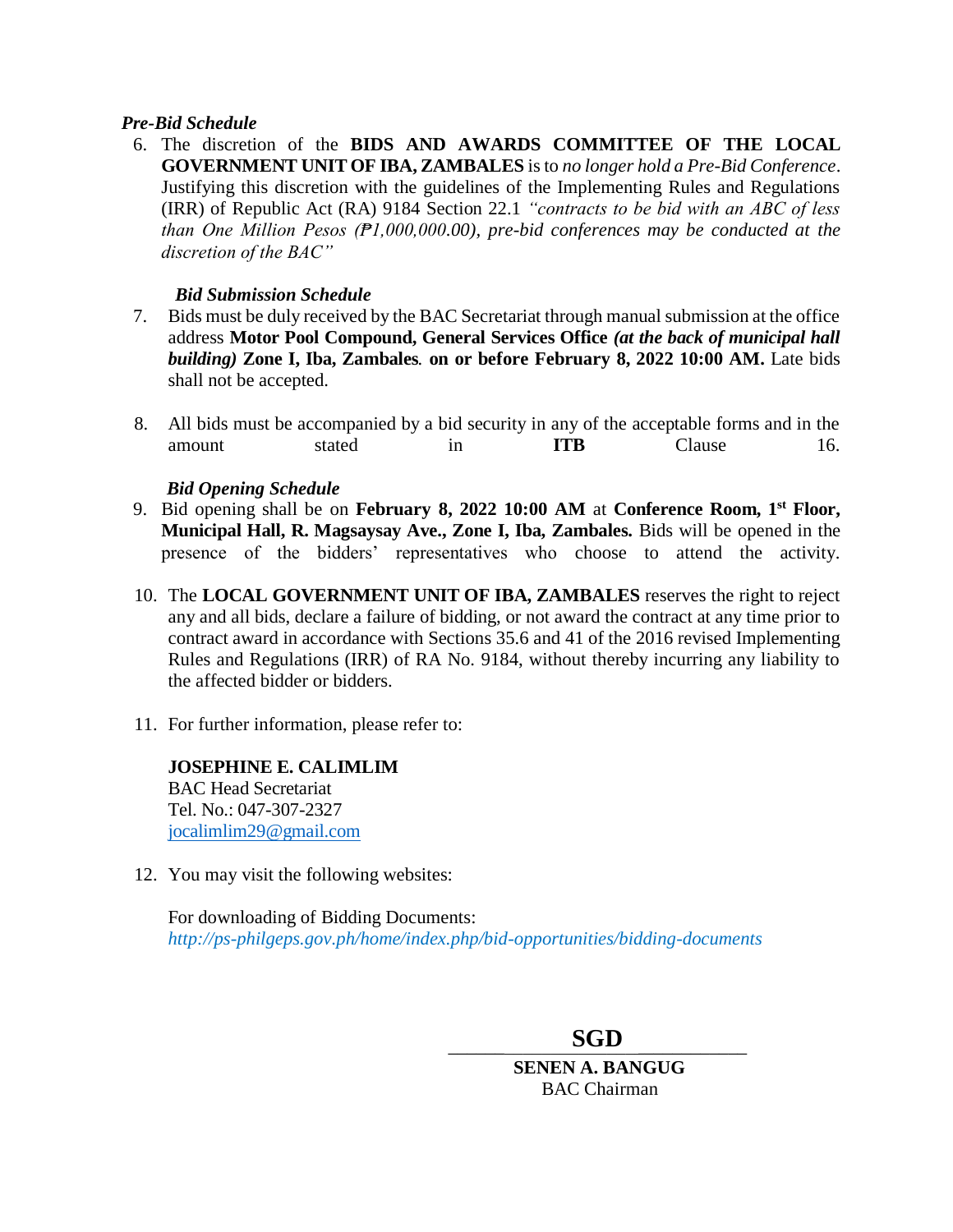*Pre-Bid Schedule*

6. The discretion of the **BIDS AND AWARDS COMMITTEE OF THE LOCAL GOVERNMENT UNIT OF IBA, ZAMBALES** is to *no longer hold a Pre-Bid Conference*. Justifying this discretion with the guidelines of the Implementing Rules and Regulations (IRR) of Republic Act (RA) 9184 Section 22.1 *"contracts to be bid with an ABC of less than One Million Pesos (₱1,000,000.00), pre-bid conferences may be conducted at the discretion of the BAC"*

*Bid Submission Schedule*

7. Bids must be duly received by the BAC Secretariat through manual submission at the office address **Motor Pool Compound, General Services Office** ***(at the back of municipal hall building)*** **Zone I, Iba, Zambales. on or before February 8, 2022 10:00 AM.** Late bids shall not be accepted.

8. All bids must be accompanied by a bid security in any of the acceptable forms and in the amount stated in **ITB** Clause 16.

*Bid Opening Schedule*

9. Bid opening shall be on **February 8, 2022 10:00 AM** at **Conference Room, 1st Floor, Municipal Hall, R. Magsaysay Ave., Zone I, Iba, Zambales.** Bids will be opened in the presence of the bidders' representatives who choose to attend the activity.

10. The **LOCAL GOVERNMENT UNIT OF IBA, ZAMBALES** reserves the right to reject any and all bids, declare a failure of bidding, or not award the contract at any time prior to contract award in accordance with Sections 35.6 and 41 of the 2016 revised Implementing Rules and Regulations (IRR) of RA No. 9184, without thereby incurring any liability to the affected bidder or bidders.

11. For further information, please refer to:

    **JOSEPHINE E. CALIMLIM**
    BAC Head Secretariat
    Tel. No.: 047-307-2327
    jocalimlim29@gmail.com

12. You may visit the following websites:

    For downloading of Bidding Documents:
    *http://ps-philgeps.gov.ph/home/index.php/bid-opportunities/bidding-documents*

**SGD**

**SENEN A. BANGUG**
BAC Chairman